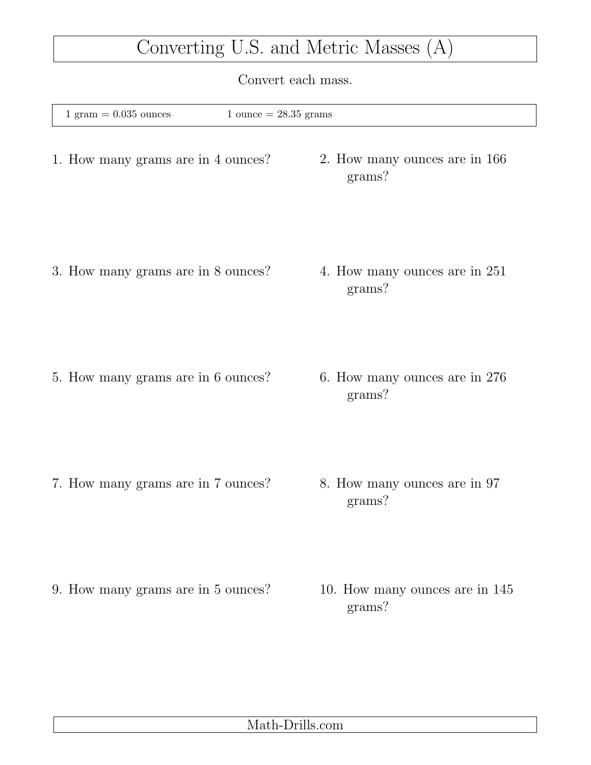# Converting U.S. and Metric Masses (A)

Convert each mass.

1 gram = 0.035 ounces    1 ounce = 28.35 grams

1. How many grams are in 4 ounces?

2. How many ounces are in 166 grams?

3. How many grams are in 8 ounces?

4. How many ounces are in 251 grams?

5. How many grams are in 6 ounces?

6. How many ounces are in 276 grams?

7. How many grams are in 7 ounces?

8. How many ounces are in 97 grams?

9. How many grams are in 5 ounces?

10. How many ounces are in 145 grams?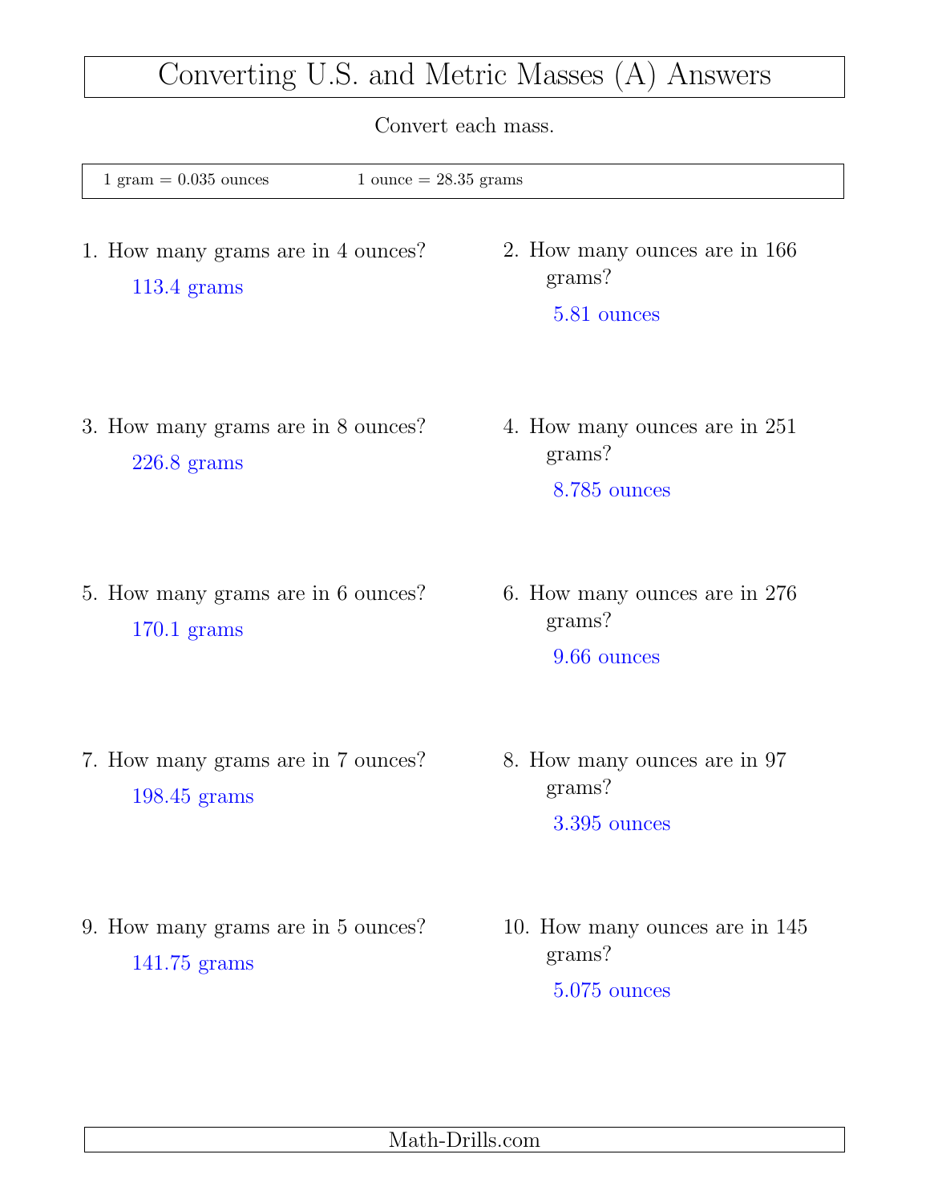# Converting U.S. and Metric Masses (A) Answers

Convert each mass.

| | |
|---|---|
| 1 gram = 0.035 ounces | 1 ounce = 28.35 grams |

1. How many grams are in 4 ounces?

   113.4 grams

2. How many ounces are in 166 grams?

   5.81 ounces

3. How many grams are in 8 ounces?

   226.8 grams

4. How many ounces are in 251 grams?

   8.785 ounces

5. How many grams are in 6 ounces?

   170.1 grams

6. How many ounces are in 276 grams?

   9.66 ounces

7. How many grams are in 7 ounces?

   198.45 grams

8. How many ounces are in 97 grams?

   3.395 ounces

9. How many grams are in 5 ounces?

   141.75 grams

10. How many ounces are in 145 grams?

    5.075 ounces

Math-Drills.com